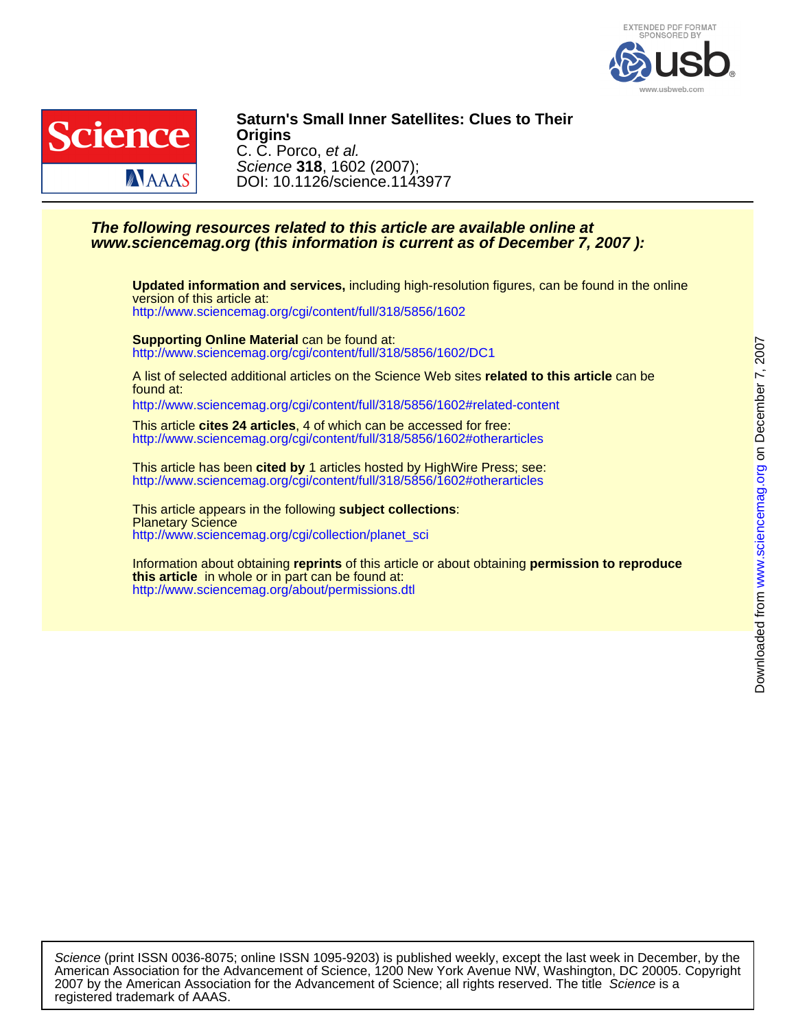**Saturn's Small Inner Satellites: Clues to Their Origins**
C. C. Porco, *et al.*
*Science* **318**, 1602 (2007);
DOI: 10.1126/science.1143977

***The following resources related to this article are available online at www.sciencemag.org (this information is current as of December 7, 2007 ):***

**Updated information and services,** including high-resolution figures, can be found in the online version of this article at:
http://www.sciencemag.org/cgi/content/full/318/5856/1602

**Supporting Online Material** can be found at:
http://www.sciencemag.org/cgi/content/full/318/5856/1602/DC1

A list of selected additional articles on the Science Web sites **related to this article** can be found at:
http://www.sciencemag.org/cgi/content/full/318/5856/1602#related-content

This article **cites 24 articles**, 4 of which can be accessed for free:
http://www.sciencemag.org/cgi/content/full/318/5856/1602#otherarticles

This article has been **cited by** 1 articles hosted by HighWire Press; see:
http://www.sciencemag.org/cgi/content/full/318/5856/1602#otherarticles

This article appears in the following **subject collections**:
Planetary Science
http://www.sciencemag.org/cgi/collection/planet_sci

Information about obtaining **reprints** of this article or about obtaining **permission to reproduce this article** in whole or in part can be found at:
http://www.sciencemag.org/about/permissions.dtl

Downloaded from www.sciencemag.org on December 7, 2007

*Science* (print ISSN 0036-8075; online ISSN 1095-9203) is published weekly, except the last week in December, by the American Association for the Advancement of Science, 1200 New York Avenue NW, Washington, DC 20005. Copyright 2007 by the American Association for the Advancement of Science; all rights reserved. The title *Science* is a registered trademark of AAAS.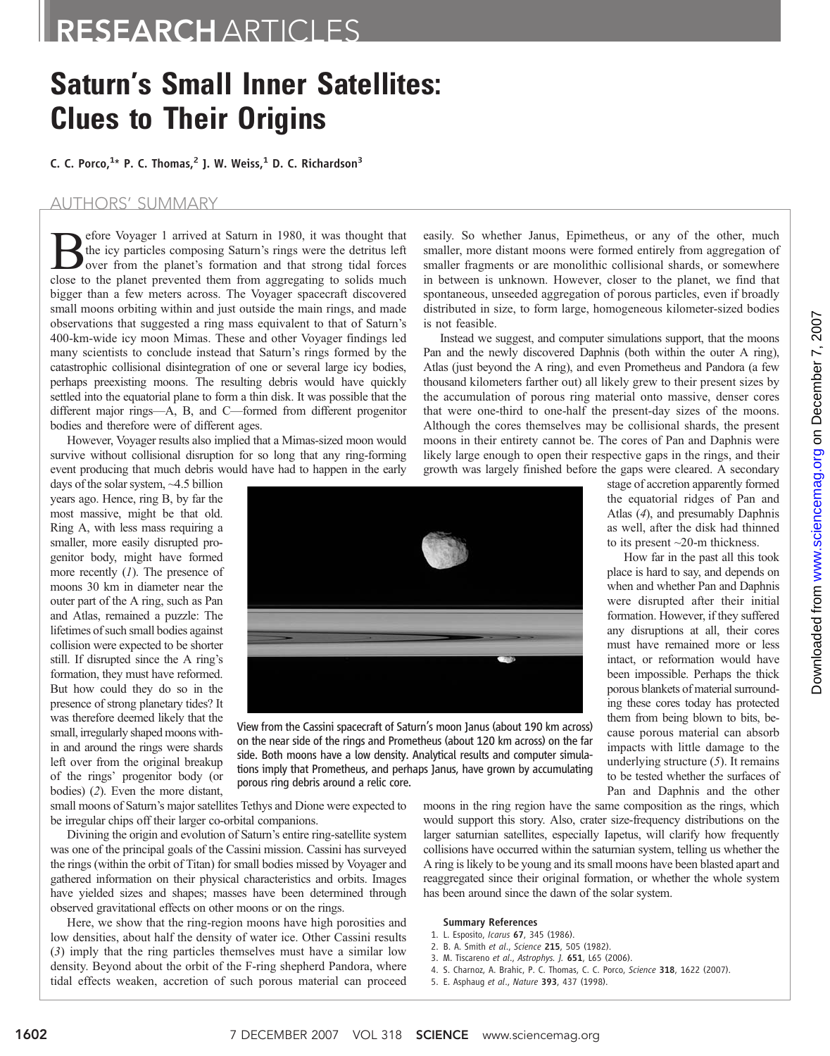# Saturn's Small Inner Satellites: Clues to Their Origins

C. C. Porco,[1]* P. C. Thomas,[2] J. W. Weiss,[1] D. C. Richardson[3]

## AUTHORS' SUMMARY

Before Voyager 1 arrived at Saturn in 1980, it was thought that the icy particles composing Saturn's rings were the detritus left over from the planet's formation and that strong tidal forces close to the planet prevented them from aggregating to solids much bigger than a few meters across. The Voyager spacecraft discovered small moons orbiting within and just outside the main rings, and made observations that suggested a ring mass equivalent to that of Saturn's 400-km-wide icy moon Mimas. These and other Voyager findings led many scientists to conclude instead that Saturn's rings formed by the catastrophic collisional disintegration of one or several large icy bodies, perhaps preexisting moons. The resulting debris would have quickly settled into the equatorial plane to form a thin disk. It was possible that the different major rings—A, B, and C—formed from different progenitor bodies and therefore were of different ages.

However, Voyager results also implied that a Mimas-sized moon would survive without collisional disruption for so long that any ring-forming event producing that much debris would have had to happen in the early days of the solar system, ~4.5 billion years ago. Hence, ring B, by far the most massive, might be that old. Ring A, with less mass requiring a smaller, more easily disrupted progenitor body, might have formed more recently (*1*). The presence of moons 30 km in diameter near the outer part of the A ring, such as Pan and Atlas, remained a puzzle: The lifetimes of such small bodies against collision were expected to be shorter still. If disrupted since the A ring's formation, they must have reformed. But how could they do so in the presence of strong planetary tides? It was therefore deemed likely that the small, irregularly shaped moons within and around the rings were shards left over from the original breakup of the rings' progenitor body (or bodies) (*2*). Even the more distant, small moons of Saturn's major satellites Tethys and Dione were expected to be irregular chips off their larger co-orbital companions.

Divining the origin and evolution of Saturn's entire ring-satellite system was one of the principal goals of the Cassini mission. Cassini has surveyed the rings (within the orbit of Titan) for small bodies missed by Voyager and gathered information on their physical characteristics and orbits. Images have yielded sizes and shapes; masses have been determined through observed gravitational effects on other moons or on the rings.

Here, we show that the ring-region moons have high porosities and low densities, about half the density of water ice. Other Cassini results (*3*) imply that the ring particles themselves must have a similar low density. Beyond about the orbit of the F-ring shepherd Pandora, where tidal effects weaken, accretion of such porous material can proceed easily. So whether Janus, Epimetheus, or any of the other, much smaller, more distant moons were formed entirely from aggregation of smaller fragments or are monolithic collisional shards, or somewhere in between is unknown. However, closer to the planet, we find that spontaneous, unseeded aggregation of porous particles, even if broadly distributed in size, to form large, homogeneous kilometer-sized bodies is not feasible.

Instead we suggest, and computer simulations support, that the moons Pan and the newly discovered Daphnis (both within the outer A ring), Atlas (just beyond the A ring), and even Prometheus and Pandora (a few thousand kilometers farther out) all likely grew to their present sizes by the accumulation of porous ring material onto massive, denser cores that were one-third to one-half the present-day sizes of the moons. Although the cores themselves may be collisional shards, the present moons in their entirety cannot be. The cores of Pan and Daphnis were likely large enough to open their respective gaps in the rings, and their growth was largely finished before the gaps were cleared. A secondary stage of accretion apparently formed the equatorial ridges of Pan and Atlas (*4*), and presumably Daphnis as well, after the disk had thinned to its present ~20-m thickness.

How far in the past all this took place is hard to say, and depends on when and whether Pan and Daphnis were disrupted after their initial formation. However, if they suffered any disruptions at all, their cores must have remained more or less intact, or reformation would have been impossible. Perhaps the thick porous blankets of material surrounding these cores today has protected them from being blown to bits, because porous material can absorb impacts with little damage to the underlying structure (*5*). It remains to be tested whether the surfaces of Pan and Daphnis and the other moons in the ring region have the same composition as the rings, which would support this story. Also, crater size-frequency distributions on the larger saturnian satellites, especially Iapetus, will clarify how frequently collisions have occurred within the saturnian system, telling us whether the A ring is likely to be young and its small moons have been blasted apart and reaggregated since their original formation, or whether the whole system has been around since the dawn of the solar system.

View from the Cassini spacecraft of Saturn's moon Janus (about 190 km across) on the near side of the rings and Prometheus (about 120 km across) on the far side. Both moons have a low density. Analytical results and computer simulations imply that Prometheus, and perhaps Janus, have grown by accumulating porous ring debris around a relic core.

**Summary References**

1. L. Esposito, *Icarus* **67**, 345 (1986).
2. B. A. Smith *et al.*, *Science* **215**, 505 (1982).
3. M. Tiscareno *et al.*, *Astrophys. J.* **651**, L65 (2006).
4. S. Charnoz, A. Brahic, P. C. Thomas, C. C. Porco, *Science* **318**, 1622 (2007).
5. E. Asphaug *et al.*, *Nature* **393**, 437 (1998).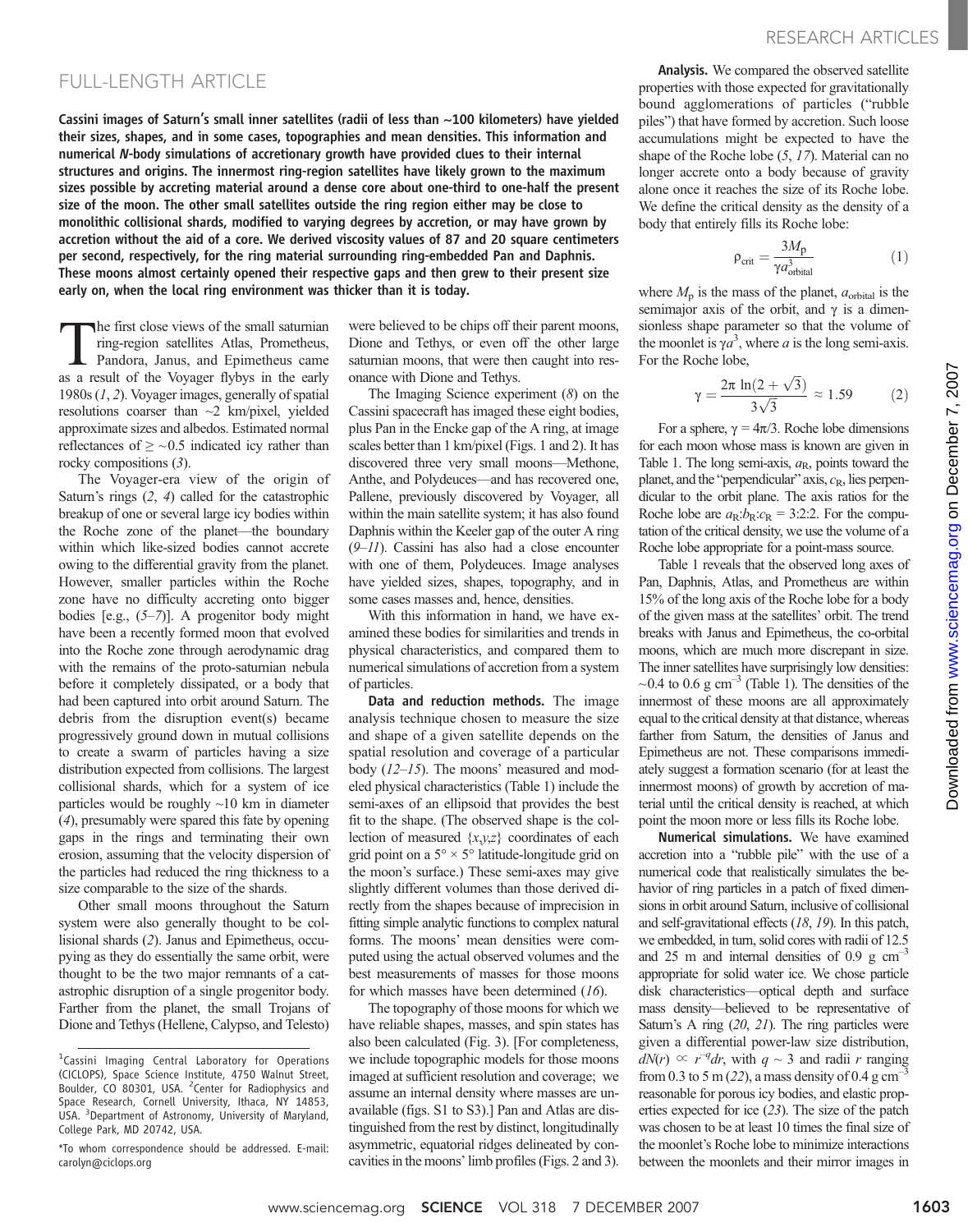## FULL-LENGTH ARTICLE

**Cassini images of Saturn's small inner satellites (radii of less than ~100 kilometers) have yielded their sizes, shapes, and in some cases, topographies and mean densities. This information and numerical *N*-body simulations of accretionary growth have provided clues to their internal structures and origins. The innermost ring-region satellites have likely grown to the maximum sizes possible by accreting material around a dense core about one-third to one-half the present size of the moon. The other small satellites outside the ring region either may be close to monolithic collisional shards, modified to varying degrees by accretion, or may have grown by accretion without the aid of a core. We derived viscosity values of 87 and 20 square centimeters per second, respectively, for the ring material surrounding ring-embedded Pan and Daphnis. These moons almost certainly opened their respective gaps and then grew to their present size early on, when the local ring environment was thicker than it is today.**

The first close views of the small saturnian ring-region satellites Atlas, Prometheus, Pandora, Janus, and Epimetheus came as a result of the Voyager flybys in the early 1980s (*1*, *2*). Voyager images, generally of spatial resolutions coarser than ~2 km/pixel, yielded approximate sizes and albedos. Estimated normal reflectances of ≥ ~0.5 indicated icy rather than rocky compositions (*3*).

The Voyager-era view of the origin of Saturn's rings (*2*, *4*) called for the catastrophic breakup of one or several large icy bodies within the Roche zone of the planet—the boundary within which like-sized bodies cannot accrete owing to the differential gravity from the planet. However, smaller particles within the Roche zone have no difficulty accreting onto bigger bodies [e.g., (*5*–*7*)]. A progenitor body might have been a recently formed moon that evolved into the Roche zone through aerodynamic drag with the remains of the proto-saturnian nebula before it completely dissipated, or a body that had been captured into orbit around Saturn. The debris from the disruption event(s) became progressively ground down in mutual collisions to create a swarm of particles having a size distribution expected from collisions. The largest collisional shards, which for a system of ice particles would be roughly ~10 km in diameter (*4*), presumably were spared this fate by opening gaps in the rings and terminating their own erosion, assuming that the velocity dispersion of the particles had reduced the ring thickness to a size comparable to the size of the shards.

Other small moons throughout the Saturn system were also generally thought to be collisional shards (*2*). Janus and Epimetheus, occupying as they do essentially the same orbit, were thought to be the two major remnants of a catastrophic disruption of a single progenitor body. Farther from the planet, the small Trojans of Dione and Tethys (Helene, Calypso, and Telesto) were believed to be chips off their parent moons, Dione and Tethys, or even off the other large saturnian moons, that were then caught into resonance with Dione and Tethys.

The Imaging Science experiment (*8*) on the Cassini spacecraft has imaged these eight bodies, plus Pan in the Encke gap of the A ring, at image scales better than 1 km/pixel (Figs. 1 and 2). It has discovered three very small moons—Methone, Anthe, and Polydeuces—and has recovered one, Pallene, previously discovered by Voyager, all within the main satellite system; it has also found Daphnis within the Keeler gap of the outer A ring (*9*–*11*). Cassini has also had a close encounter with one of them, Polydeuces. Image analyses have yielded sizes, shapes, topography, and in some cases masses and, hence, densities.

With this information in hand, we have examined these bodies for similarities and trends in physical characteristics, and compared them to numerical simulations of accretion from a system of particles.

**Data and reduction methods.** The image analysis technique chosen to measure the size and shape of a given satellite depends on the spatial resolution and coverage of a particular body (*12*–*15*). The moons' measured and modeled physical characteristics (Table 1) include the semi-axes of an ellipsoid that provides the best fit to the shape. (The observed shape is the collection of measured {*x*,*y*,*z*} coordinates of each grid point on a 5° × 5° latitude-longitude grid on the moon's surface.) These semi-axes may give slightly different volumes than those derived directly from the shapes because of imprecision in fitting simple analytic functions to complex natural forms. The moons' mean densities were computed using the actual observed volumes and the best measurements of masses for those moons for which masses have been determined (*16*).

The topography of those moons for which we have reliable shapes, masses, and spin states has also been calculated (Fig. 3). [For completeness, we include topographic models for those moons imaged at sufficient resolution and coverage; we assume an internal density where masses are unavailable (figs. S1 to S3).] Pan and Atlas are distinguished from the rest by distinct, longitudinally asymmetric, equatorial ridges delineated by concavities in the moons' limb profiles (Figs. 2 and 3).

**Analysis.** We compared the observed satellite properties with those expected for gravitationally bound agglomerations of particles ("rubble piles") that have formed by accretion. Such loose accumulations might be expected to have the shape of the Roche lobe (*5*, *17*). Material can no longer accrete onto a body because of gravity alone once it reaches the size of its Roche lobe. We define the critical density as the density of a body that entirely fills its Roche lobe:

$$\rho_{\mathrm{crit}} = \frac{3M_{\mathrm{p}}}{\gamma a^3_{\mathrm{orbital}}} \qquad (1)$$

where $M_p$ is the mass of the planet, $a_{orbital}$ is the semimajor axis of the orbit, and $\gamma$ is a dimensionless shape parameter so that the volume of the moonlet is $\gamma a^3$, where $a$ is the long semi-axis. For the Roche lobe,

$$\gamma = \frac{2\pi \ln(2+\sqrt{3})}{3\sqrt{3}} \approx 1.59 \qquad (2)$$

For a sphere, $\gamma = 4\pi/3$. Roche lobe dimensions for each moon whose mass is known are given in Table 1. The long semi-axis, $a_R$, points toward the planet, and the "perpendicular" axis, $c_R$, lies perpendicular to the orbit plane. The axis ratios for the Roche lobe are $a_R$:$b_R$:$c_R$ = 3:2:2. For the computation of the critical density, we use the volume of a Roche lobe appropriate for a point-mass source.

Table 1 reveals that the observed long axes of Pan, Daphnis, Atlas, and Prometheus are within 15% of the long axis of the Roche lobe for a body of the given mass at the satellites' orbit. The trend breaks with Janus and Epimetheus, the co-orbital moons, which are much more discrepant in size. The inner satellites have surprisingly low densities: ~0.4 to 0.6 g cm$^{-3}$ (Table 1). The densities of the innermost of these moons are all approximately equal to the critical density at that distance, whereas farther from Saturn, the densities of Janus and Epimetheus are not. These comparisons immediately suggest a formation scenario (for at least the innermost moons) of growth by accretion of material until the critical density is reached, at which point the moon more or less fills its Roche lobe.

**Numerical simulations.** We have examined accretion into a "rubble pile" with the use of a numerical code that realistically simulates the behavior of ring particles in a patch of fixed dimensions in orbit around Saturn, inclusive of collisional and self-gravitational effects (*18*, *19*). In this patch, we embedded, in turn, solid cores with radii of 12.5 and 25 m and internal densities of 0.9 g cm$^{-3}$ appropriate for solid water ice. We chose particle disk characteristics—optical depth and surface mass density—believed to be representative of Saturn's A ring (*20*, *21*). The ring particles were given a differential power-law size distribution, $dN(r) \propto r^{-q}dr$, with $q \sim 3$ and radii $r$ ranging from 0.3 to 5 m (*22*), a mass density of 0.4 g cm$^{-3}$ reasonable for porous icy bodies, and elastic properties expected for ice (*23*). The size of the patch was chosen to be at least 10 times the final size of the moonlet's Roche lobe to minimize interactions between the moonlets and their mirror images in

[1]Cassini Imaging Central Laboratory for Operations (CICLOPS), Space Science Institute, 4750 Walnut Street, Boulder, CO 80301, USA. [2]Center for Radiophysics and Space Research, Cornell University, Ithaca, NY 14853, USA. [3]Department of Astronomy, University of Maryland, College Park, MD 20742, USA.

*To whom correspondence should be addressed. E-mail: carolyn@ciclops.org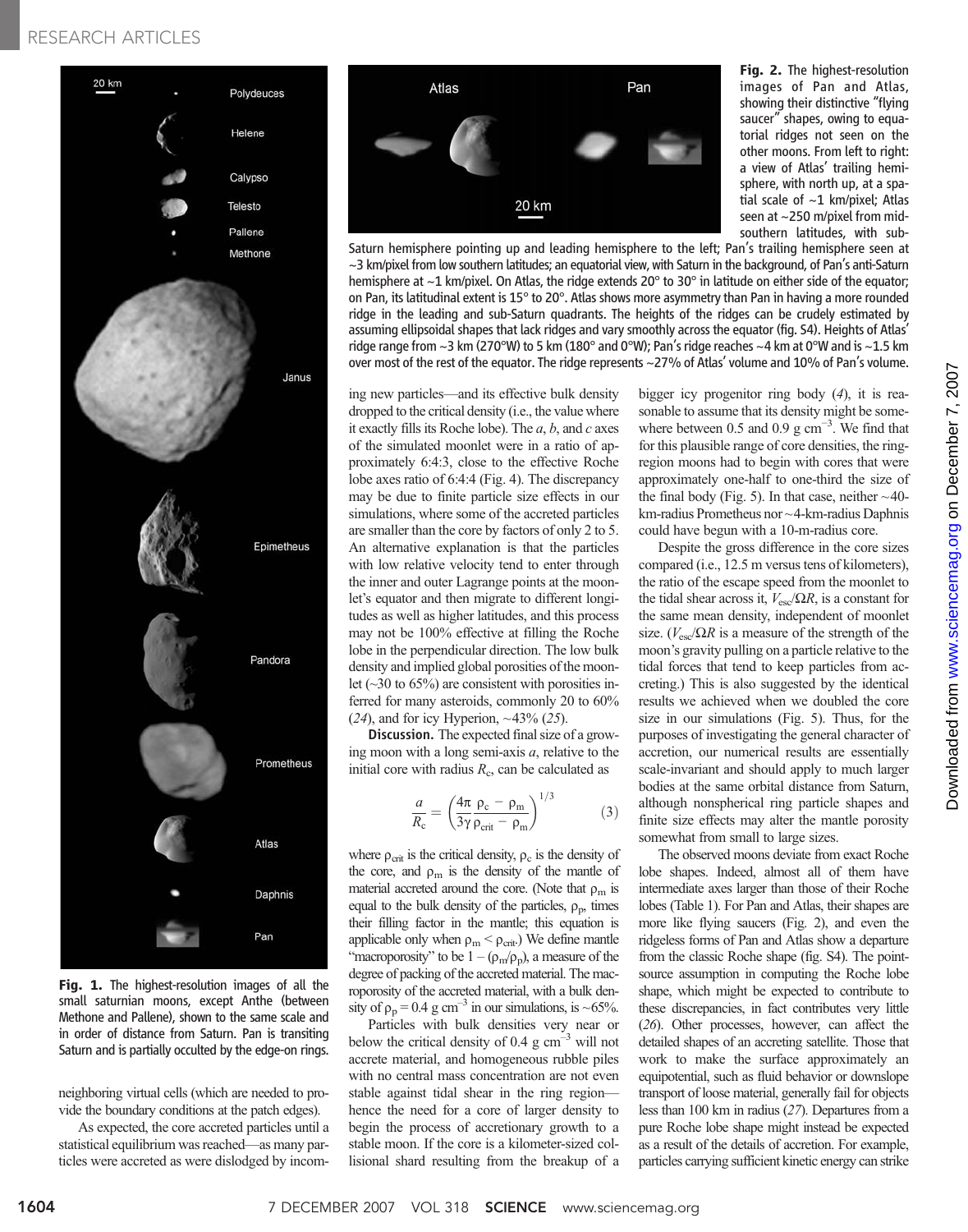**Fig. 2.** The highest-resolution images of Pan and Atlas, showing their distinctive "flying saucer" shapes, owing to equatorial ridges not seen on the other moons. From left to right: a view of Atlas' trailing hemisphere, with north up, at a spatial scale of ~1 km/pixel; Atlas seen at ~250 m/pixel from mid-southern latitudes, with sub-Saturn hemisphere pointing up and leading hemisphere to the left; Pan's trailing hemisphere seen at ~3 km/pixel from low southern latitudes; an equatorial view, with Saturn in the background, of Pan's anti-Saturn hemisphere at ~1 km/pixel. On Atlas, the ridge extends 20° to 30° in latitude on either side of the equator; on Pan, its latitudinal extent is 15° to 20°. Atlas shows more asymmetry than Pan in having a more rounded ridge in the leading and sub-Saturn quadrants. The heights of the ridges can be crudely estimated by assuming ellipsoidal shapes that lack ridges and vary smoothly across the equator (fig. S4). Heights of Atlas' ridge range from ~3 km (270°W) to 5 km (180° and 0°W); Pan's ridge reaches ~4 km at 0°W and is ~1.5 km over most of the rest of the equator. The ridge represents ~27% of Atlas' volume and 10% of Pan's volume.

**Fig. 1.** The highest-resolution images of all the small saturnian moons, except Anthe (between Methone and Pallene), shown to the same scale and in order of distance from Saturn. Pan is transiting Saturn and is partially occulted by the edge-on rings.

neighboring virtual cells (which are needed to provide the boundary conditions at the patch edges).

As expected, the core accreted particles until a statistical equilibrium was reached—as many particles were accreted as were dislodged by incoming new particles—and its effective bulk density dropped to the critical density (i.e., the value where it exactly fills its Roche lobe). The $a$, $b$, and $c$ axes of the simulated moonlet were in a ratio of approximately 6:4:3, close to the effective Roche lobe axes ratio of 6:4:4 (Fig. 4). The discrepancy may be due to finite particle size effects in our simulations, where some of the accreted particles are smaller than the core by factors of only 2 to 5. An alternative explanation is that the particles with low relative velocity tend to enter through the inner and outer Lagrange points at the moonlet's equator and then migrate to different longitudes as well as higher latitudes, and this process may not be 100% effective at filling the Roche lobe in the perpendicular direction. The low bulk density and implied global porosities of the moonlet (~30 to 65%) are consistent with porosities inferred for many asteroids, commonly 20 to 60% (24), and for icy Hyperion, ~43% (25).

**Discussion.** The expected final size of a growing moon with a long semi-axis $a$, relative to the initial core with radius $R_c$, can be calculated as

$$\frac{a}{R_c} = \left(\frac{4\pi}{3\gamma}\frac{\rho_c - \rho_m}{\rho_{crit} - \rho_m}\right)^{1/3} \quad (3)$$

where $\rho_{crit}$ is the critical density, $\rho_c$ is the density of the core, and $\rho_m$ is the density of the mantle of material accreted around the core. (Note that $\rho_m$ is equal to the bulk density of the particles, $\rho_p$, times their filling factor in the mantle; this equation is applicable only when $\rho_m < \rho_{crit}$.) We define mantle "macroporosity" to be $1 - (\rho_m/\rho_p)$, a measure of the degree of packing of the accreted material. The macroporosity of the accreted material, with a bulk density of $\rho_p = 0.4$ g cm$^{-3}$ in our simulations, is ~65%.

Particles with bulk densities very near or below the critical density of 0.4 g cm$^{-3}$ will not accrete material, and homogeneous rubble piles with no central mass concentration are not even stable against tidal shear in the ring region—hence the need for a core of larger density to begin the process of accretionary growth to a stable moon. If the core is a kilometer-sized collisional shard resulting from the breakup of a bigger icy progenitor ring body (4), it is reasonable to assume that its density might be somewhere between 0.5 and 0.9 g cm$^{-3}$. We find that for this plausible range of core densities, the ring-region moons had to begin with cores that were approximately one-half to one-third the size of the final body (Fig. 5). In that case, neither ~40-km-radius Prometheus nor ~4-km-radius Daphnis could have begun with a 10-m-radius core.

Despite the gross difference in the core sizes compared (i.e., 12.5 m versus tens of kilometers), the ratio of the escape speed from the moonlet to the tidal shear across it, $V_{esc}/\Omega R$, is a constant for the same mean density, independent of moonlet size. ($V_{esc}/\Omega R$ is a measure of the strength of the moon's gravity pulling on a particle relative to the tidal forces that tend to keep particles from accreting.) This is also suggested by the identical results we achieved when we doubled the core size in our simulations (Fig. 5). Thus, for the purposes of investigating the general character of accretion, our numerical results are essentially scale-invariant and should apply to much larger bodies at the same orbital distance from Saturn, although nonspherical ring particle shapes and finite size effects may alter the mantle porosity somewhat from small to large sizes.

The observed moons deviate from exact Roche lobe shapes. Indeed, almost all of them have intermediate axes larger than those of their Roche lobes (Table 1). For Pan and Atlas, their shapes are more like flying saucers (Fig. 2), and even the ridgeless forms of Pan and Atlas show a departure from the classic Roche shape (fig. S4). The point-source assumption in computing the Roche lobe shape, which might be expected to contribute to these discrepancies, in fact contributes very little (26). Other processes, however, can affect the detailed shapes of an accreting satellite. Those that work to make the surface approximately an equipotential, such as fluid behavior or downslope transport of loose material, generally fail for objects less than 100 km in radius (27). Departures from a pure Roche lobe shape might instead be expected as a result of the details of accretion. For example, particles carrying sufficient kinetic energy can strike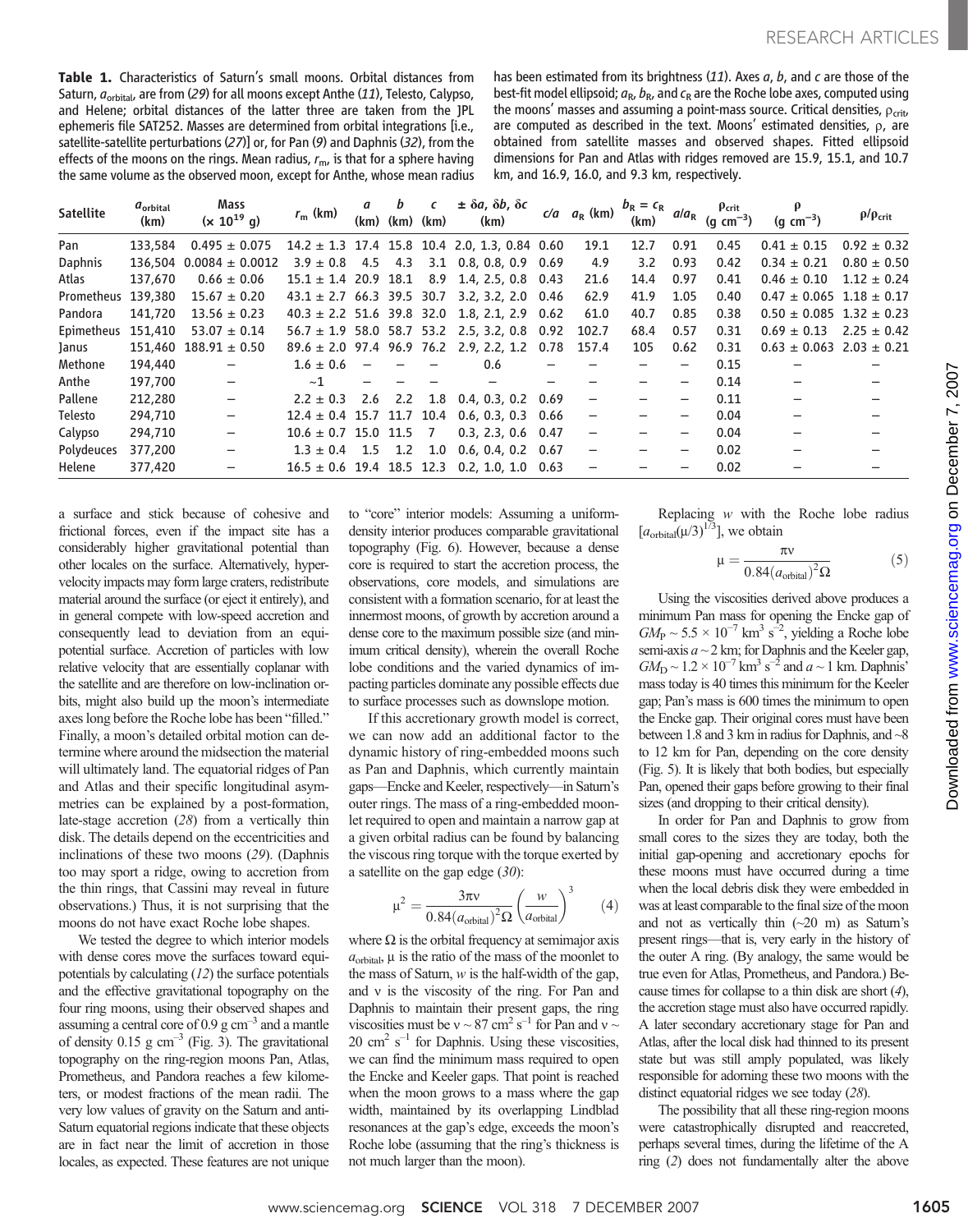**Table 1.** Characteristics of Saturn's small moons. Orbital distances from Saturn, $a_{orbital}$, are from (*29*) for all moons except Anthe (*11*), Telesto, Calypso, and Helene; orbital distances of the latter three are taken from the JPL ephemeris file SAT252. Masses are determined from orbital integrations [i.e., satellite-satellite perturbations (*27*)] or, for Pan (*9*) and Daphnis (*32*), from the effects of the moons on the rings. Mean radius, $r_m$, is that for a sphere having the same volume as the observed moon, except for Anthe, whose mean radius has been estimated from its brightness (*11*). Axes *a*, *b*, and *c* are those of the best-fit model ellipsoid; $a_R$, $b_R$, and $c_R$ are the Roche lobe axes, computed using the moons' masses and assuming a point-mass source. Critical densities, $\rho_{crit}$, are computed as described in the text. Moons' estimated densities, $\rho$, are obtained from satellite masses and observed shapes. Fitted ellipsoid dimensions for Pan and Atlas with ridges removed are 15.9, 15.1, and 10.7 km, and 16.9, 16.0, and 9.3 km, respectively.

| Satellite | $a_{orbital}$ (km) | Mass ($\times 10^{19}$ g) | $r_m$ (km) | *a* (km) | *b* (km) | *c* (km) | $\pm\ \delta a, \delta b, \delta c$ (km) | *c/a* | $a_R$ (km) | $b_R = c_R$ (km) | $a/a_R$ | $\rho_{crit}$ (g cm$^{-3}$) | $\rho$ (g cm$^{-3}$) | $\rho/\rho_{crit}$ |
|---|---|---|---|---|---|---|---|---|---|---|---|---|---|---|
| Pan | 133,584 | 0.495 ± 0.075 | 14.2 ± 1.3 | 17.4 | 15.8 | 10.4 | 2.0, 1.3, 0.84 | 0.60 | 19.1 | 12.7 | 0.91 | 0.45 | 0.41 ± 0.15 | 0.92 ± 0.32 |
| Daphnis | 136,504 | 0.0084 ± 0.0012 | 3.9 ± 0.8 | 4.5 | 4.3 | 3.1 | 0.8, 0.8, 0.9 | 0.69 | 4.9 | 3.2 | 0.93 | 0.42 | 0.34 ± 0.21 | 0.80 ± 0.50 |
| Atlas | 137,670 | 0.66 ± 0.06 | 15.1 ± 1.4 | 20.9 | 18.1 | 8.9 | 1.4, 2.5, 0.8 | 0.43 | 21.6 | 14.4 | 0.97 | 0.41 | 0.46 ± 0.10 | 1.12 ± 0.24 |
| Prometheus | 139,380 | 15.67 ± 0.20 | 43.1 ± 2.7 | 66.3 | 39.5 | 30.7 | 3.2, 3.2, 2.0 | 0.46 | 62.9 | 41.9 | 1.05 | 0.40 | 0.47 ± 0.065 | 1.18 ± 0.17 |
| Pandora | 141,720 | 13.56 ± 0.23 | 40.3 ± 2.2 | 51.6 | 39.8 | 32.0 | 1.8, 2.1, 2.9 | 0.62 | 61.0 | 40.7 | 0.85 | 0.38 | 0.50 ± 0.085 | 1.32 ± 0.23 |
| Epimetheus | 151,410 | 53.07 ± 0.14 | 56.7 ± 1.9 | 58.0 | 58.7 | 53.2 | 2.5, 3.2, 0.8 | 0.92 | 102.7 | 68.4 | 0.57 | 0.31 | 0.69 ± 0.13 | 2.25 ± 0.42 |
| Janus | 151,460 | 188.91 ± 0.50 | 89.6 ± 2.0 | 97.4 | 96.9 | 76.2 | 2.9, 2.2, 1.2 | 0.78 | 157.4 | 105 | 0.62 | 0.31 | 0.63 ± 0.063 | 2.03 ± 0.21 |
| Methone | 194,440 | – | 1.6 ± 0.6 | – | – | – | 0.6 | – | – | – | – | 0.15 | – | – |
| Anthe | 197,700 | – | ~1 | – | – | – | – | – | – | – | – | 0.14 | – | – |
| Pallene | 212,280 | – | 2.2 ± 0.3 | 2.6 | 2.2 | 1.8 | 0.4, 0.3, 0.2 | 0.69 | – | – | – | 0.11 | – | – |
| Telesto | 294,710 | – | 12.4 ± 0.4 | 15.7 | 11.7 | 10.4 | 0.6, 0.3, 0.3 | 0.66 | – | – | – | 0.04 | – | – |
| Calypso | 294,710 | – | 10.6 ± 0.7 | 15.0 | 11.5 | 7 | 0.3, 2.3, 0.6 | 0.47 | – | – | – | 0.04 | – | – |
| Polydeuces | 377,200 | – | 1.3 ± 0.4 | 1.5 | 1.2 | 1.0 | 0.6, 0.4, 0.2 | 0.67 | – | – | – | 0.02 | – | – |
| Helene | 377,420 | – | 16.5 ± 0.6 | 19.4 | 18.5 | 12.3 | 0.2, 1.0, 1.0 | 0.63 | – | – | – | 0.02 | – | – |

a surface and stick because of cohesive and frictional forces, even if the impact site has a considerably higher gravitational potential than other locales on the surface. Alternatively, hypervelocity impacts may form large craters, redistribute material around the surface (or eject it entirely), and in general compete with low-speed accretion and consequently lead to deviation from an equipotential surface. Accretion of particles with low relative velocity that are essentially coplanar with the satellite and are therefore on low-inclination orbits, might also build up the moon's intermediate axes long before the Roche lobe has been "filled." Finally, a moon's detailed orbital motion can determine where around the midsection the material will ultimately land. The equatorial ridges of Pan and Atlas and their specific longitudinal asymmetries can be explained by a post-formation, late-stage accretion (*28*) from a vertically thin disk. The details depend on the eccentricities and inclinations of these two moons (*29*). (Daphnis too may sport a ridge, owing to accretion from the thin rings, that Cassini may reveal in future observations.) Thus, it is not surprising that the moons do not have exact Roche lobe shapes.

We tested the degree to which interior models with dense cores move the surfaces toward equipotentials by calculating (*12*) the surface potentials and the effective gravitational topography on the four ring moons, using their observed shapes and assuming a central core of 0.9 g cm$^{-3}$ and a mantle of density 0.15 g cm$^{-3}$ (Fig. 3). The gravitational topography on the ring-region moons Pan, Atlas, Prometheus, and Pandora reaches a few kilometers, or modest fractions of the mean radii. The very low values of gravity on the Saturn and anti-Saturn equatorial regions indicate that these objects are in fact near the limit of accretion in those locales, as expected. These features are not unique to "core" interior models: Assuming a uniform-density interior produces comparable gravitational topography (Fig. 6). However, because a dense core is required to start the accretion process, the observations, core models, and simulations are consistent with a formation scenario, for at least the innermost moons, of growth by accretion around a dense core to the maximum possible size (and minimum critical density), wherein the overall Roche lobe conditions and the varied dynamics of impacting particles dominate any possible effects due to surface processes such as downslope motion.

If this accretionary growth model is correct, we can now add an additional factor to the dynamic history of ring-embedded moons such as Pan and Daphnis, which currently maintain gaps—Encke and Keeler, respectively—in Saturn's outer rings. The mass of a ring-embedded moonlet required to open and maintain a narrow gap at a given orbital radius can be found by balancing the viscous ring torque with the torque exerted by a satellite on the gap edge (*30*):

$$\mu^2 = \frac{3\pi\nu}{0.84(a_{orbital})^2\Omega}\left(\frac{w}{a_{orbital}}\right)^3 \qquad (4)$$

where $\Omega$ is the orbital frequency at semimajor axis $a_{orbital}$, $\mu$ is the ratio of the mass of the moonlet to the mass of Saturn, $w$ is the half-width of the gap, and $\nu$ is the viscosity of the ring. For Pan and Daphnis to maintain their present gaps, the ring viscosities must be $\nu \sim 87$ cm$^2$ s$^{-1}$ for Pan and $\nu \sim 20$ cm$^2$ s$^{-1}$ for Daphnis. Using these viscosities, we can find the minimum mass required to open the Encke and Keeler gaps. That point is reached when the moon grows to a mass where the gap width, maintained by its overlapping Lindblad resonances at the gap's edge, exceeds the moon's Roche lobe (assuming that the ring's thickness is not much larger than the moon).

Replacing $w$ with the Roche lobe radius $[a_{orbital}(\mu/3)^{1/3}]$, we obtain

$$\mu = \frac{\pi\nu}{0.84(a_{orbital})^2\Omega} \qquad (5)$$

Using the viscosities derived above produces a minimum Pan mass for opening the Encke gap of $GM_P \sim 5.5 \times 10^{-7}$ km$^3$ s$^{-2}$, yielding a Roche lobe semi-axis $a \sim 2$ km; for Daphnis and the Keeler gap, $GM_D \sim 1.2 \times 10^{-7}$ km$^3$ s$^{-2}$ and $a \sim 1$ km. Daphnis' mass today is 40 times this minimum for the Keeler gap; Pan's mass is 600 times the minimum to open the Encke gap. Their original cores must have been between 1.8 and 3 km in radius for Daphnis, and ~8 to 12 km for Pan, depending on the core density (Fig. 5). It is likely that both bodies, but especially Pan, opened their gaps before growing to their final sizes (and dropping to their critical density).

In order for Pan and Daphnis to grow from small cores to the sizes they are today, both the initial gap-opening and accretionary epochs for these moons must have occurred during a time when the local debris disk they were embedded in was at least comparable to the final size of the moon and not as vertically thin (~20 m) as Saturn's present rings—that is, very early in the history of the outer A ring. (By analogy, the same would be true even for Atlas, Prometheus, and Pandora.) Because times for collapse to a thin disk are short (*4*), the accretion stage must also have occurred rapidly. A later secondary accretionary stage for Pan and Atlas, after the local disk had thinned to its present state but was still amply populated, was likely responsible for adorning these two moons with the distinct equatorial ridges we see today (*28*).

The possibility that all these ring-region moons were catastrophically disrupted and reaccreted, perhaps several times, during the lifetime of the A ring (*2*) does not fundamentally alter the above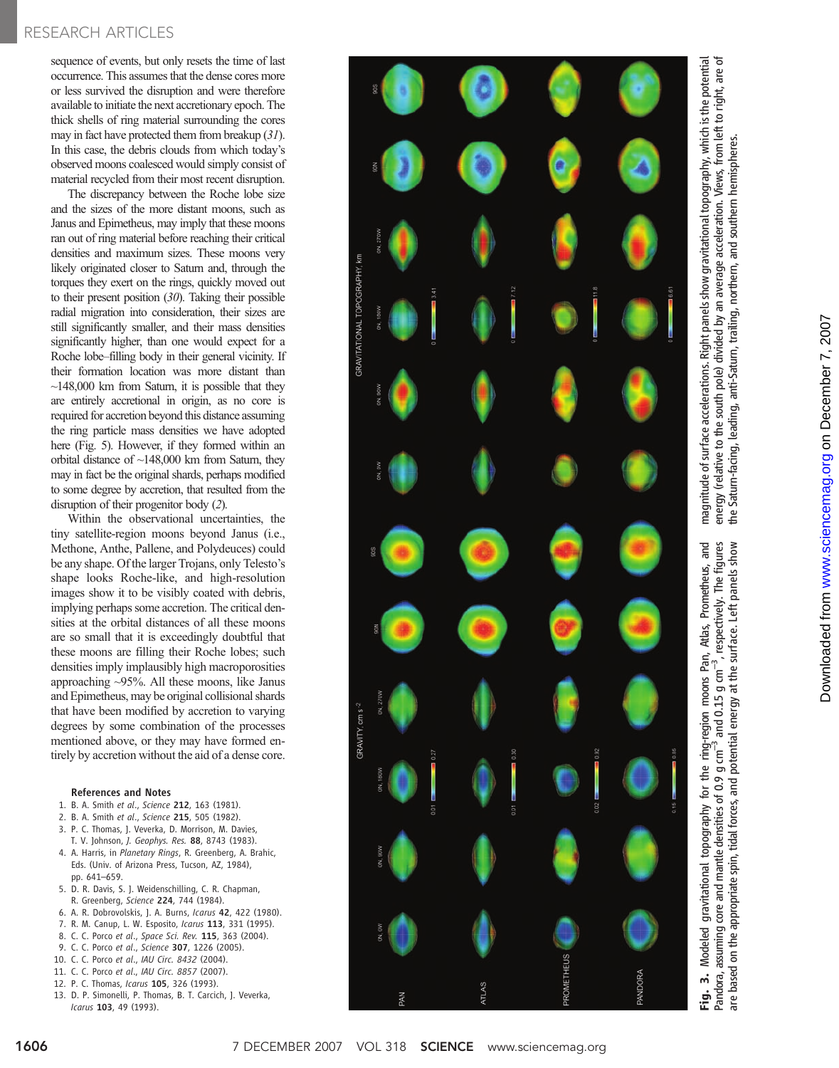sequence of events, but only resets the time of last occurrence. This assumes that the dense cores more or less survived the disruption and were therefore available to initiate the next accretionary epoch. The thick shells of ring material surrounding the cores may in fact have protected them from breakup (*31*). In this case, the debris clouds from which today's observed moons coalesced would simply consist of material recycled from their most recent disruption.

The discrepancy between the Roche lobe size and the sizes of the more distant moons, such as Janus and Epimetheus, may imply that these moons ran out of ring material before reaching their critical densities and maximum sizes. These moons very likely originated closer to Saturn and, through the torques they exert on the rings, quickly moved out to their present position (*30*). Taking their possible radial migration into consideration, their sizes are still significantly smaller, and their mass densities significantly higher, than one would expect for a Roche lobe–filling body in their general vicinity. If their formation location was more distant than ~148,000 km from Saturn, it is possible that they are entirely accretional in origin, as no core is required for accretion beyond this distance assuming the ring particle mass densities we have adopted here (Fig. 5). However, if they formed within an orbital distance of ~148,000 km from Saturn, they may in fact be the original shards, perhaps modified to some degree by accretion, that resulted from the disruption of their progenitor body (*2*).

Within the observational uncertainties, the tiny satellite-region moons beyond Janus (i.e., Methone, Anthe, Pallene, and Polydeuces) could be any shape. Of the larger Trojans, only Telesto's shape looks Roche-like, and high-resolution images show it to be visibly coated with debris, implying perhaps some accretion. The critical densities at the orbital distances of all these moons are so small that it is exceedingly doubtful that these moons are filling their Roche lobes; such densities imply implausibly high macroporosities approaching ~95%. All these moons, like Janus and Epimetheus, may be original collisional shards that have been modified by accretion to varying degrees by some combination of the processes mentioned above, or they may have formed entirely by accretion without the aid of a dense core.

**Fig. 3.** Modeled gravitational topography for the ring-region moons Pan, Atlas, Prometheus, and Pandora, assuming core and mantle densities of 0.9 g cm$^{-3}$ and 0.15 g cm$^{-3}$, respectively. The figures are based on the appropriate spin, tidal forces, and potential energy at the surface. Left panels show magnitude of surface accelerations. Right panels show gravitational topography, which is the potential energy (relative to the south pole) divided by an average acceleration. Views, from left to right, are of the Saturn-facing, leading, anti-Saturn, trailing, northern, and southern hemispheres.

### References and Notes

1. B. A. Smith *et al.*, *Science* **212**, 163 (1981).
2. B. A. Smith *et al.*, *Science* **215**, 505 (1982).
3. P. C. Thomas, J. Veverka, D. Morrison, M. Davies, T. V. Johnson, *J. Geophys. Res.* **88**, 8743 (1983).
4. A. Harris, in *Planetary Rings*, R. Greenberg, A. Brahic, Eds. (Univ. of Arizona Press, Tucson, AZ, 1984), pp. 641–659.
5. D. R. Davis, S. J. Weidenschilling, C. R. Chapman, R. Greenberg, *Science* **224**, 744 (1984).
6. A. R. Dobrovolskis, J. A. Burns, *Icarus* **42**, 422 (1980).
7. R. M. Canup, L. W. Esposito, *Icarus* **113**, 331 (1995).
8. C. C. Porco *et al.*, *Space Sci. Rev.* **115**, 363 (2004).
9. C. C. Porco *et al.*, *Science* **307**, 1226 (2005).
10. C. C. Porco *et al.*, *IAU Circ. 8432* (2004).
11. C. C. Porco *et al.*, *IAU Circ. 8857* (2007).
12. P. C. Thomas, *Icarus* **105**, 326 (1993).
13. D. P. Simonelli, P. Thomas, B. T. Carcich, J. Veverka, *Icarus* **103**, 49 (1993).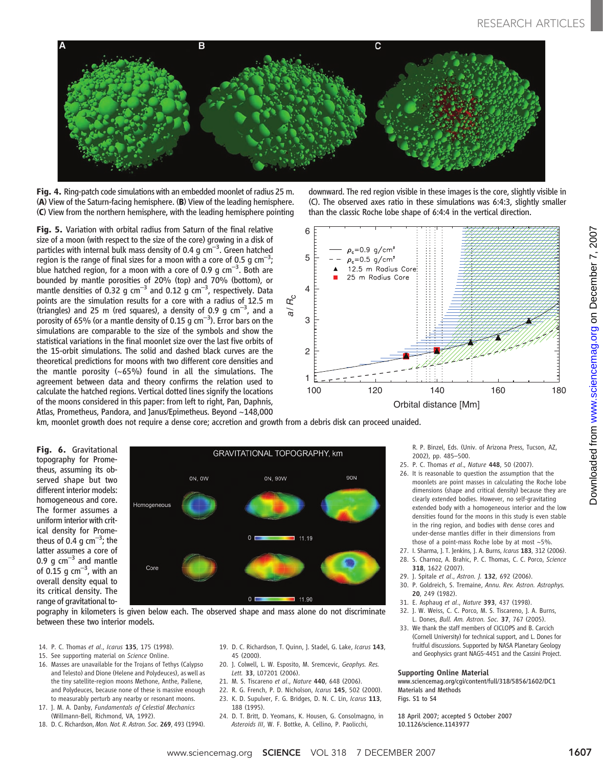**Fig. 4.** Ring-patch code simulations with an embedded moonlet of radius 25 m. (**A**) View of the Saturn-facing hemisphere. (**B**) View of the leading hemisphere. (**C**) View from the northern hemisphere, with the leading hemisphere pointing downward. The red region visible in these images is the core, slightly visible in (C). The observed axes ratio in these simulations was 6:4:3, slightly smaller than the classic Roche lobe shape of 6:4:4 in the vertical direction.

**Fig. 5.** Variation with orbital radius from Saturn of the final relative size of a moon (with respect to the size of the core) growing in a disk of particles with internal bulk mass density of 0.4 g cm$^{-3}$. Green hatched region is the range of final sizes for a moon with a core of 0.5 g cm$^{-3}$; blue hatched region, for a moon with a core of 0.9 g cm$^{-3}$. Both are bounded by mantle porosities of 20% (top) and 70% (bottom), or mantle densities of 0.32 g cm$^{-3}$ and 0.12 g cm$^{-3}$, respectively. Data points are the simulation results for a core with a radius of 12.5 m (triangles) and 25 m (red squares), a density of 0.9 g cm$^{-3}$, and a porosity of 65% (or a mantle density of 0.15 g cm$^{-3}$). Error bars on the simulations are comparable to the size of the symbols and show the statistical variations in the final moonlet size over the last five orbits of the 15-orbit simulations. The solid and dashed black curves are the theoretical predictions for moons with two different core densities and the mantle porosity (~65%) found in all the simulations. The agreement between data and theory confirms the relation used to calculate the hatched regions. Vertical dotted lines signify the locations of the moons considered in this paper: from left to right, Pan, Daphnis, Atlas, Prometheus, Pandora, and Janus/Epimetheus. Beyond ~148,000 km, moonlet growth does not require a dense core; accretion and growth from a debris disk can proceed unaided.

**Fig. 6.** Gravitational topography for Prometheus, assuming its observed shape but two different interior models: homogeneous and core. The former assumes a uniform interior with critical density for Prometheus of 0.4 g cm$^{-3}$; the latter assumes a core of 0.9 g cm$^{-3}$ and mantle of 0.15 g cm$^{-3}$, with an overall density equal to its critical density. The range of gravitational topography in kilometers is given below each. The observed shape and mass alone do not discriminate between these two interior models.

14. P. C. Thomas *et al.*, *Icarus* **135**, 175 (1998).
15. See supporting material on *Science* Online.
16. Masses are unavailable for the Trojans of Tethys (Calypso and Telesto) and Dione (Helene and Polydeuces), as well as the tiny satellite-region moons Methone, Anthe, Pallene, and Polydeuces, because none of these is massive enough to measurably perturb any nearby or resonant moons.
17. J. M. A. Danby, *Fundamentals of Celestial Mechanics* (Willmann-Bell, Richmond, VA, 1992).
18. D. C. Richardson, *Mon. Not. R. Astron. Soc.* **269**, 493 (1994).
19. D. C. Richardson, T. Quinn, J. Stadel, G. Lake, *Icarus* **143**, 45 (2000).
20. J. Colwell, L. W. Esposito, M. Sremcevic, *Geophys. Res. Lett.* **33**, L07201 (2006).
21. M. S. Tiscareno *et al.*, *Nature* **440**, 648 (2006).
22. R. G. French, P. D. Nicholson, *Icarus* **145**, 502 (2000).
23. K. D. Supulver, F. G. Bridges, D. N. C. Lin, *Icarus* **113**, 188 (1995).
24. D. T. Britt, D. Yeomans, K. Housen, G. Consolmagno, in *Asteroids III*, W. F. Bottke, A. Cellino, P. Paolicchi, R. P. Binzel, Eds. (Univ. of Arizona Press, Tucson, AZ, 2002), pp. 485–500.
25. P. C. Thomas *et al.*, *Nature* **448**, 50 (2007).
26. It is reasonable to question the assumption that the moonlets are point masses in calculating the Roche lobe dimensions (shape and critical density) because they are clearly extended bodies. However, no self-gravitating extended body with a homogeneous interior and the low densities found for the moons in this study is even stable in the ring region, and bodies with dense cores and under-dense mantles differ in their dimensions from those of a point-mass Roche lobe by at most ~5%.
27. I. Sharma, J. T. Jenkins, J. A. Burns, *Icarus* **183**, 312 (2006).
28. S. Charnoz, A. Brahic, P. C. Thomas, C. C. Porco, *Science* **318**, 1622 (2007).
29. J. Spitale *et al.*, *Astron. J.* **132**, 692 (2006).
30. P. Goldreich, S. Tremaine, *Annu. Rev. Astron. Astrophys.* **20**, 249 (1982).
31. E. Asphaug *et al.*, *Nature* **393**, 437 (1998).
32. J. W. Weiss, C. C. Porco, M. S. Tiscareno, J. A. Burns, L. Dones, *Bull. Am. Astron. Soc.* **37**, 767 (2005).
33. We thank the staff members of CICLOPS and B. Carcich (Cornell University) for technical support, and L. Dones for fruitful discussions. Supported by NASA Planetary Geology and Geophysics grant NAG5-4451 and the Cassini Project.

**Supporting Online Material**
www.sciencemag.org/cgi/content/full/318/5856/1602/DC1
Materials and Methods
Figs. S1 to S4

18 April 2007; accepted 5 October 2007
10.1126/science.1143977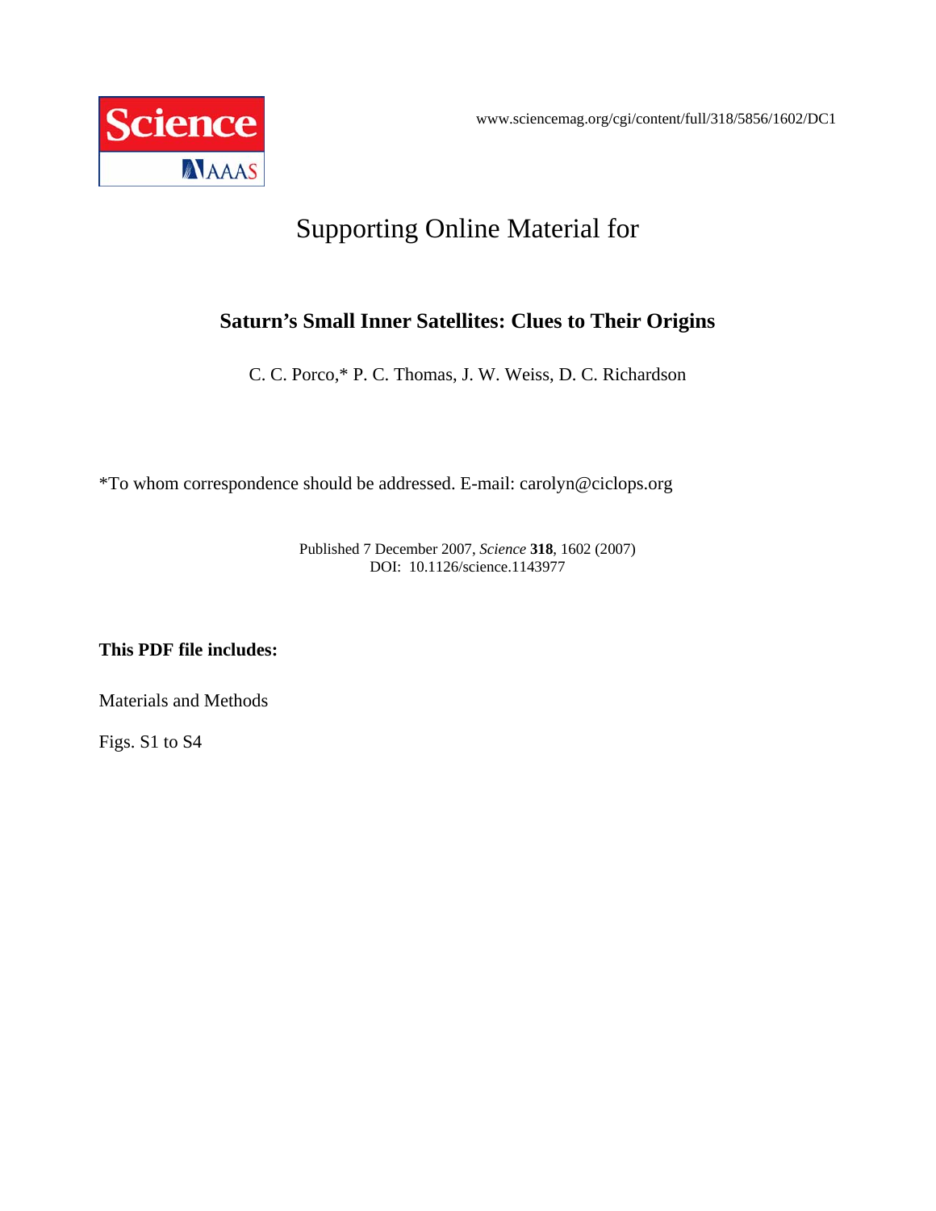www.sciencemag.org/cgi/content/full/318/5856/1602/DC1

# Supporting Online Material for

## Saturn's Small Inner Satellites: Clues to Their Origins

C. C. Porco,* P. C. Thomas, J. W. Weiss, D. C. Richardson

*To whom correspondence should be addressed. E-mail: carolyn@ciclops.org

Published 7 December 2007, *Science* **318**, 1602 (2007)
DOI: 10.1126/science.1143977

**This PDF file includes:**

Materials and Methods

Figs. S1 to S4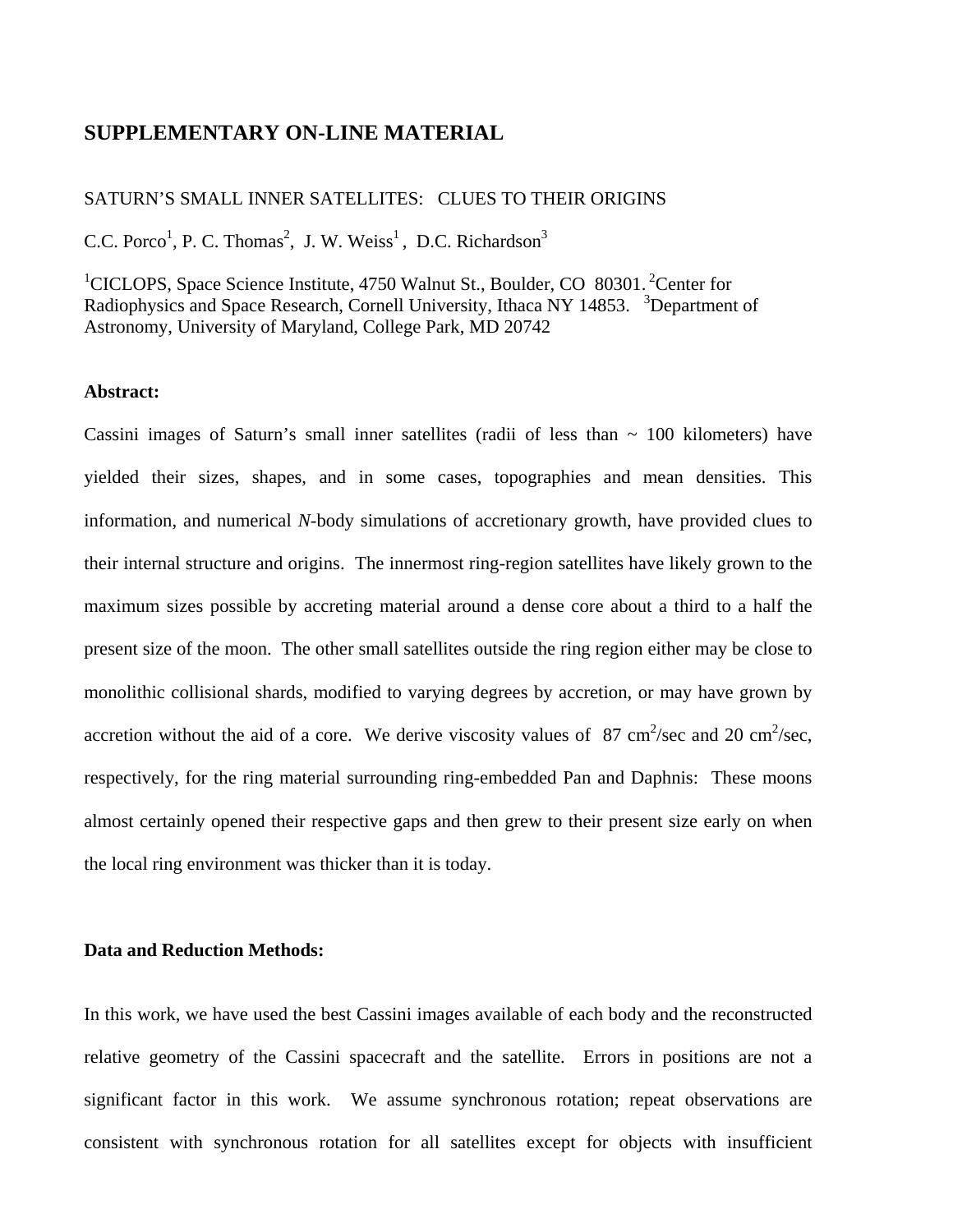## SUPPLEMENTARY ON-LINE MATERIAL

SATURN'S SMALL INNER SATELLITES: CLUES TO THEIR ORIGINS

C.C. Porco[1], P. C. Thomas[2], J. W. Weiss[1], D.C. Richardson[3]

[1]CICLOPS, Space Science Institute, 4750 Walnut St., Boulder, CO 80301. [2]Center for Radiophysics and Space Research, Cornell University, Ithaca NY 14853. [3]Department of Astronomy, University of Maryland, College Park, MD 20742

**Abstract:**

Cassini images of Saturn's small inner satellites (radii of less than ~ 100 kilometers) have yielded their sizes, shapes, and in some cases, topographies and mean densities. This information, and numerical *N*-body simulations of accretionary growth, have provided clues to their internal structure and origins. The innermost ring-region satellites have likely grown to the maximum sizes possible by accreting material around a dense core about a third to a half the present size of the moon. The other small satellites outside the ring region either may be close to monolithic collisional shards, modified to varying degrees by accretion, or may have grown by accretion without the aid of a core. We derive viscosity values of 87 $cm^2$/sec and 20 $cm^2$/sec, respectively, for the ring material surrounding ring-embedded Pan and Daphnis: These moons almost certainly opened their respective gaps and then grew to their present size early on when the local ring environment was thicker than it is today.

**Data and Reduction Methods:**

In this work, we have used the best Cassini images available of each body and the reconstructed relative geometry of the Cassini spacecraft and the satellite. Errors in positions are not a significant factor in this work. We assume synchronous rotation; repeat observations are consistent with synchronous rotation for all satellites except for objects with insufficient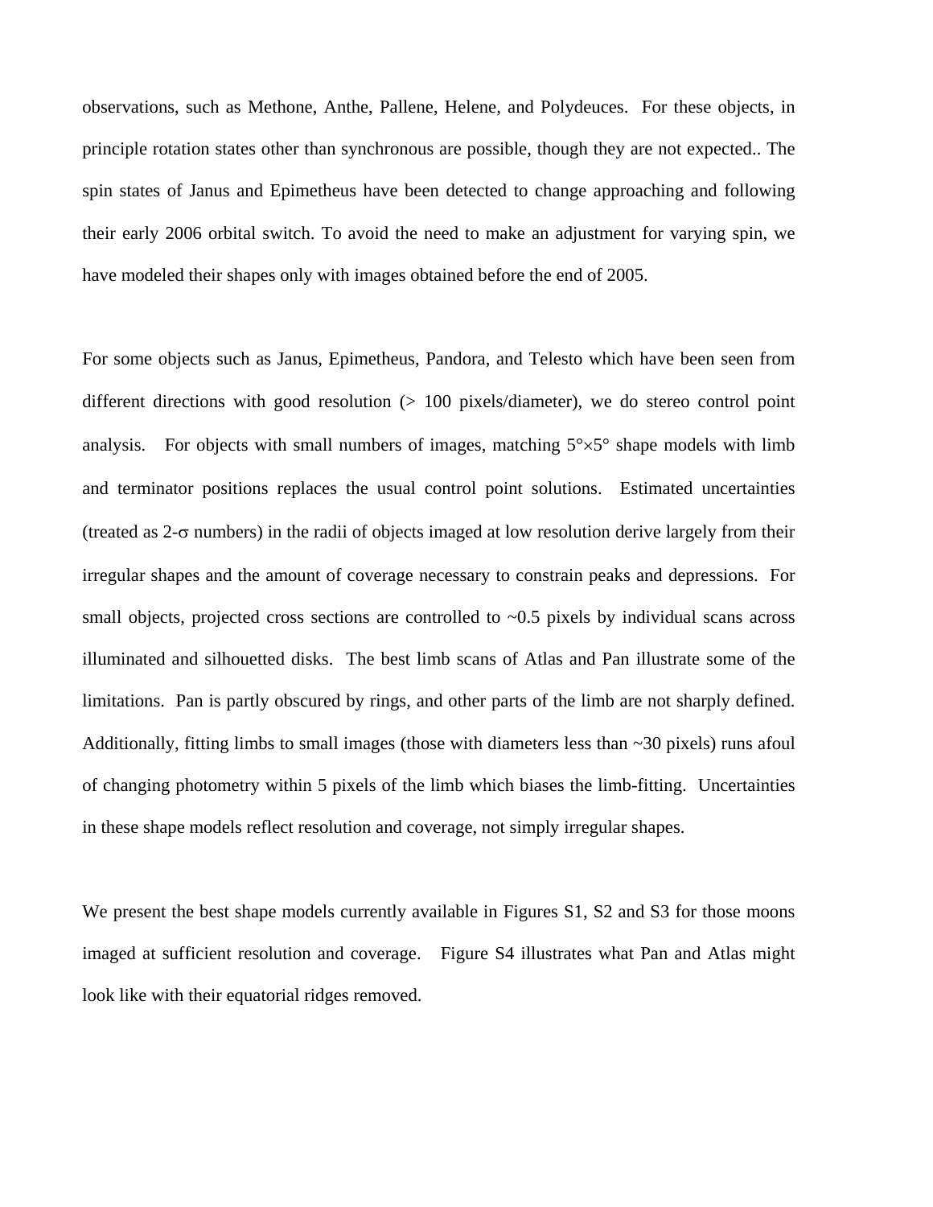observations, such as Methone, Anthe, Pallene, Helene, and Polydeuces. For these objects, in principle rotation states other than synchronous are possible, though they are not expected.. The spin states of Janus and Epimetheus have been detected to change approaching and following their early 2006 orbital switch. To avoid the need to make an adjustment for varying spin, we have modeled their shapes only with images obtained before the end of 2005.

For some objects such as Janus, Epimetheus, Pandora, and Telesto which have been seen from different directions with good resolution (> 100 pixels/diameter), we do stereo control point analysis. For objects with small numbers of images, matching $5°\times5°$ shape models with limb and terminator positions replaces the usual control point solutions. Estimated uncertainties (treated as 2-$\sigma$ numbers) in the radii of objects imaged at low resolution derive largely from their irregular shapes and the amount of coverage necessary to constrain peaks and depressions. For small objects, projected cross sections are controlled to ~0.5 pixels by individual scans across illuminated and silhouetted disks. The best limb scans of Atlas and Pan illustrate some of the limitations. Pan is partly obscured by rings, and other parts of the limb are not sharply defined. Additionally, fitting limbs to small images (those with diameters less than ~30 pixels) runs afoul of changing photometry within 5 pixels of the limb which biases the limb-fitting. Uncertainties in these shape models reflect resolution and coverage, not simply irregular shapes.

We present the best shape models currently available in Figures S1, S2 and S3 for those moons imaged at sufficient resolution and coverage. Figure S4 illustrates what Pan and Atlas might look like with their equatorial ridges removed.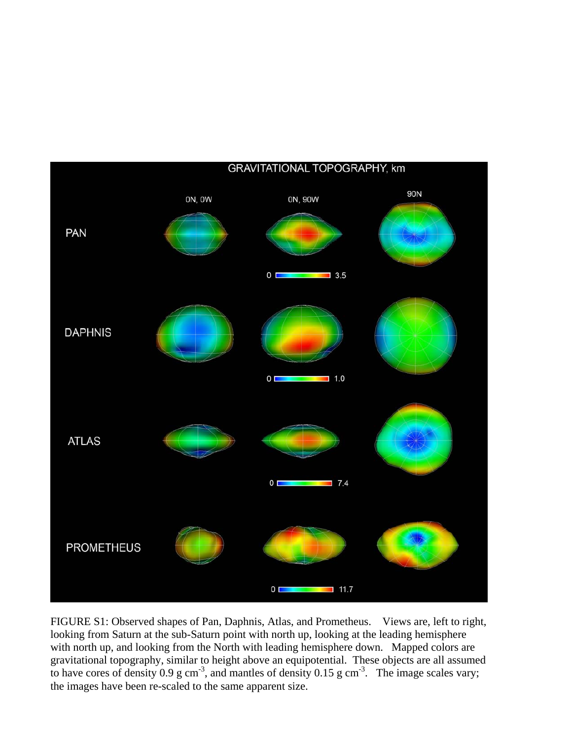FIGURE S1: Observed shapes of Pan, Daphnis, Atlas, and Prometheus. Views are, left to right, looking from Saturn at the sub-Saturn point with north up, looking at the leading hemisphere with north up, and looking from the North with leading hemisphere down. Mapped colors are gravitational topography, similar to height above an equipotential. These objects are all assumed to have cores of density 0.9 g cm$^{-3}$, and mantles of density 0.15 g cm$^{-3}$. The image scales vary; the images have been re-scaled to the same apparent size.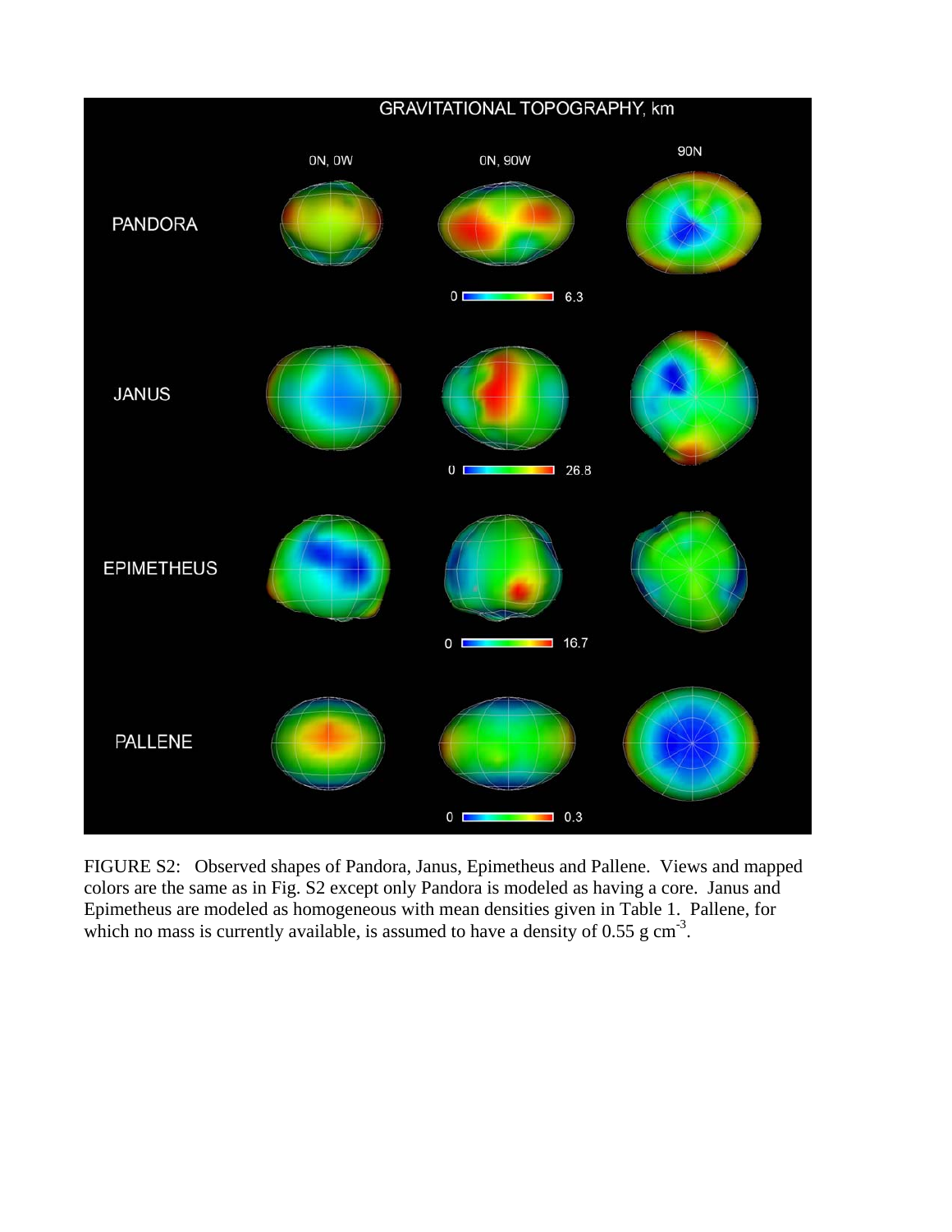FIGURE S2: Observed shapes of Pandora, Janus, Epimetheus and Pallene. Views and mapped colors are the same as in Fig. S2 except only Pandora is modeled as having a core. Janus and Epimetheus are modeled as homogeneous with mean densities given in Table 1. Pallene, for which no mass is currently available, is assumed to have a density of 0.55 g cm$^{-3}$.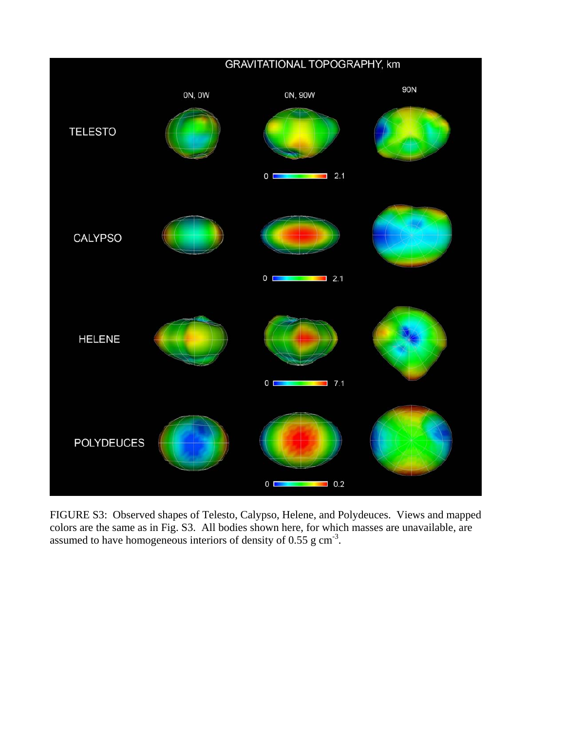FIGURE S3: Observed shapes of Telesto, Calypso, Helene, and Polydeuces. Views and mapped colors are the same as in Fig. S3. All bodies shown here, for which masses are unavailable, are assumed to have homogeneous interiors of density of 0.55 g $cm^{-3}$.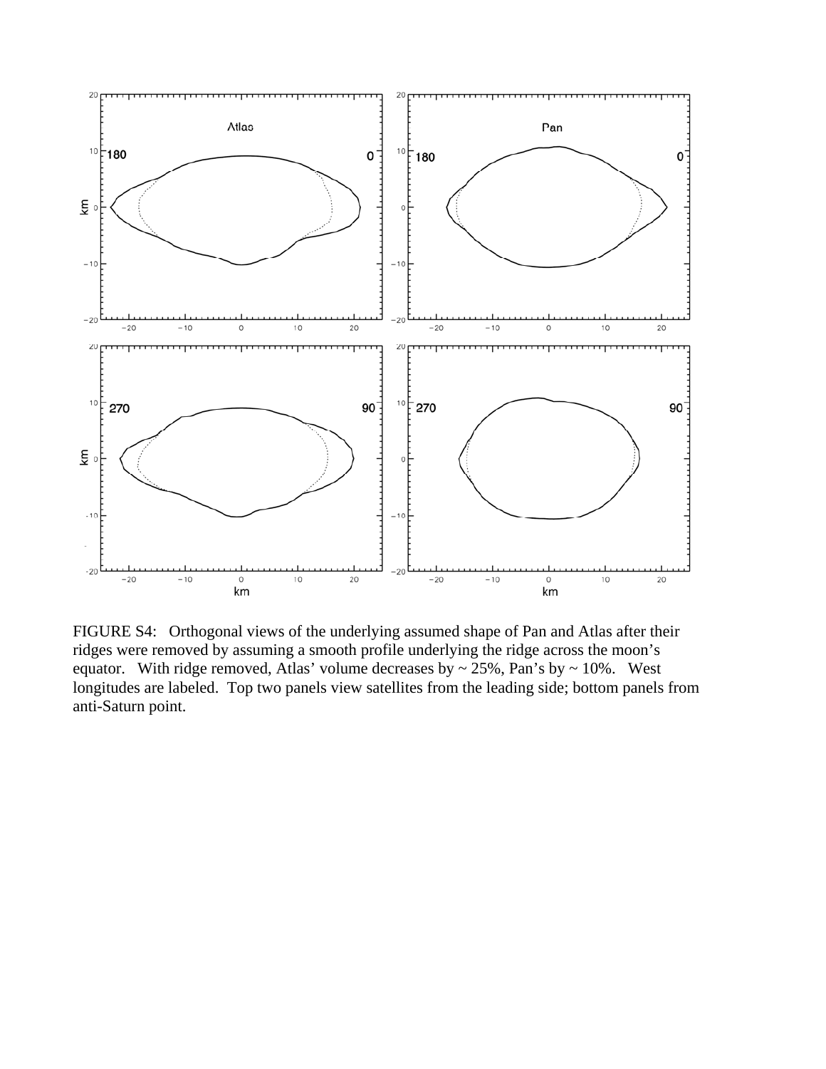Atlas

Pan

180

0

270

90

km

20

10

0

−10

−20

−20 −10 0 10 20

FIGURE S4: Orthogonal views of the underlying assumed shape of Pan and Atlas after their ridges were removed by assuming a smooth profile underlying the ridge across the moon's equator. With ridge removed, Atlas' volume decreases by ~ 25%, Pan's by ~ 10%. West longitudes are labeled. Top two panels view satellites from the leading side; bottom panels from anti-Saturn point.